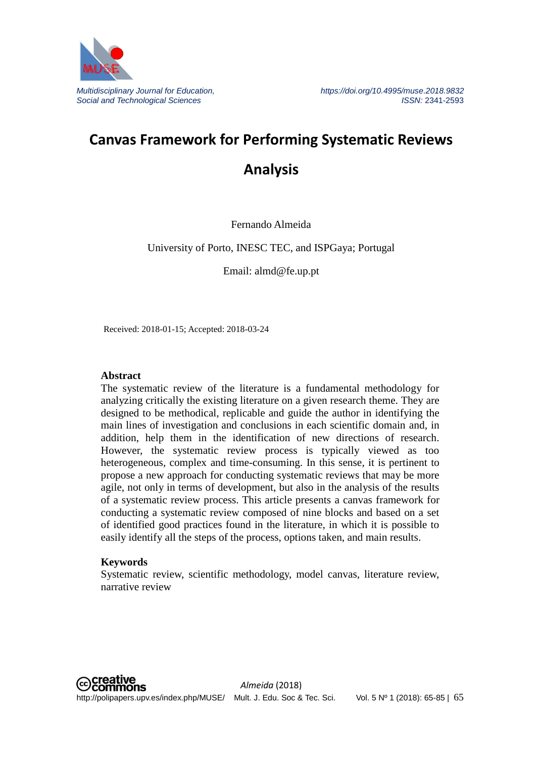# Canvas Framework for Performing Systematic Reviews Analysis

Fernando Almeida

University of Porto, INESC TEC, and ISPGaya; Portugal

Email: almd@fe.up.pt

Received: 2018-01-15; Accepted: 2018-03-24

## Abstract

The systematic review of the literature is a fundamental methodology for analyzing critically the existing literature on a given research theme. They are designed to be methodical, replicable and guide the author in identifying the main lines of investigation and conclusions in each scientific domain and, in addition, help them in the identification of new directions of research. However, the systematic review process is typically viewed as too heterogeneous, complex and time-consuming. In this sense, it is pertinent to propose a new approach for conducting systematic reviews that may be more agile, not only in terms of development, but also in the analysis of the results of a systematic review process. This article presents a canvas framework for conducting a systematic review composed of nine blocks and based on a set of identified good practices found in the literature, in which it is possible to easily identify all the steps of the process, options taken, and main results.

## Keywords

Systematic review, scientific methodology, model canvas, literature review, narrative review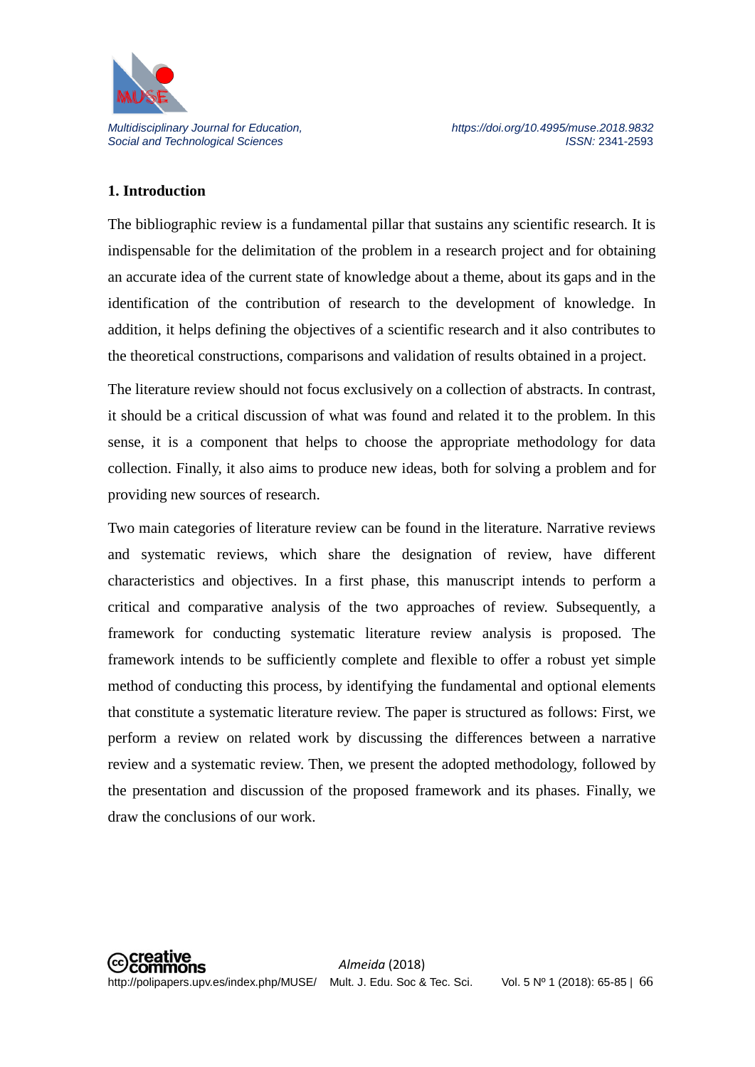## 1. Introduction

The bibliographic review is a fundamental pillar that sustains any scientific research. It is indispensable for the delimitation of the problem in a research project and for obtaining an accurate idea of the current state of knowledge about a theme, about its gaps and in the identification of the contribution of research to the development of knowledge. In addition, it helps defining the objectives of a scientific research and it also contributes to the theoretical constructions, comparisons and validation of results obtained in a project.

The literature review should not focus exclusively on a collection of abstracts. In contrast, it should be a critical discussion of what was found and related it to the problem. In this sense, it is a component that helps to choose the appropriate methodology for data collection. Finally, it also aims to produce new ideas, both for solving a problem and for providing new sources of research.

Two main categories of literature review can be found in the literature. Narrative reviews and systematic reviews, which share the designation of review, have different characteristics and objectives. In a first phase, this manuscript intends to perform a critical and comparative analysis of the two approaches of review. Subsequently, a framework for conducting systematic literature review analysis is proposed. The framework intends to be sufficiently complete and flexible to offer a robust yet simple method of conducting this process, by identifying the fundamental and optional elements that constitute a systematic literature review. The paper is structured as follows: First, we perform a review on related work by discussing the differences between a narrative review and a systematic review. Then, we present the adopted methodology, followed by the presentation and discussion of the proposed framework and its phases. Finally, we draw the conclusions of our work.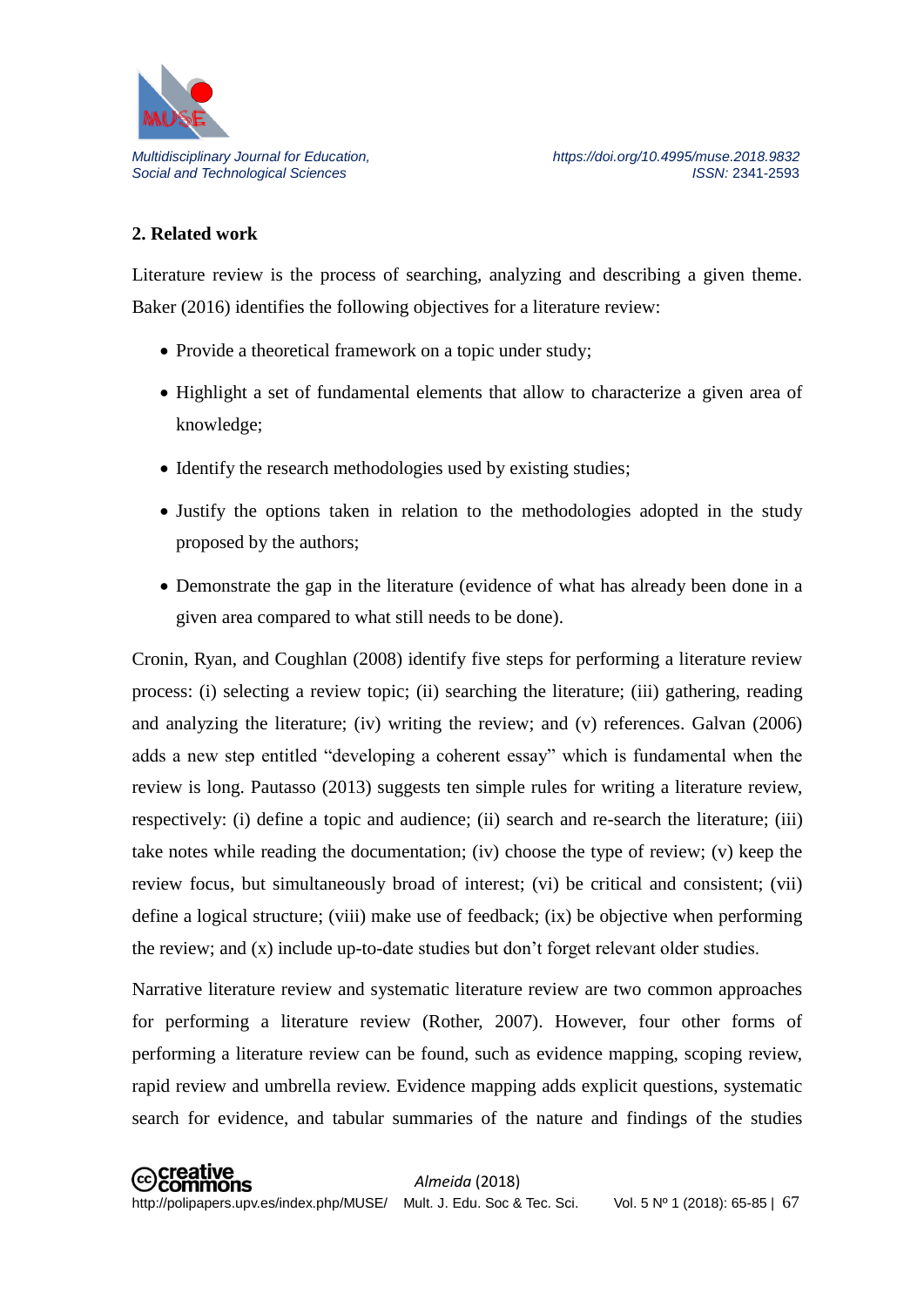## 2. Related work

Literature review is the process of searching, analyzing and describing a given theme. Baker (2016) identifies the following objectives for a literature review:

- Provide a theoretical framework on a topic under study;
- Highlight a set of fundamental elements that allow to characterize a given area of knowledge;
- Identify the research methodologies used by existing studies;
- Justify the options taken in relation to the methodologies adopted in the study proposed by the authors;
- Demonstrate the gap in the literature (evidence of what has already been done in a given area compared to what still needs to be done).

Cronin, Ryan, and Coughlan (2008) identify five steps for performing a literature review process: (i) selecting a review topic; (ii) searching the literature; (iii) gathering, reading and analyzing the literature; (iv) writing the review; and (v) references. Galvan (2006) adds a new step entitled "developing a coherent essay" which is fundamental when the review is long. Pautasso (2013) suggests ten simple rules for writing a literature review, respectively: (i) define a topic and audience; (ii) search and re-search the literature; (iii) take notes while reading the documentation; (iv) choose the type of review; (v) keep the review focus, but simultaneously broad of interest; (vi) be critical and consistent; (vii) define a logical structure; (viii) make use of feedback; (ix) be objective when performing the review; and (x) include up-to-date studies but don't forget relevant older studies.

Narrative literature review and systematic literature review are two common approaches for performing a literature review (Rother, 2007). However, four other forms of performing a literature review can be found, such as evidence mapping, scoping review, rapid review and umbrella review. Evidence mapping adds explicit questions, systematic search for evidence, and tabular summaries of the nature and findings of the studies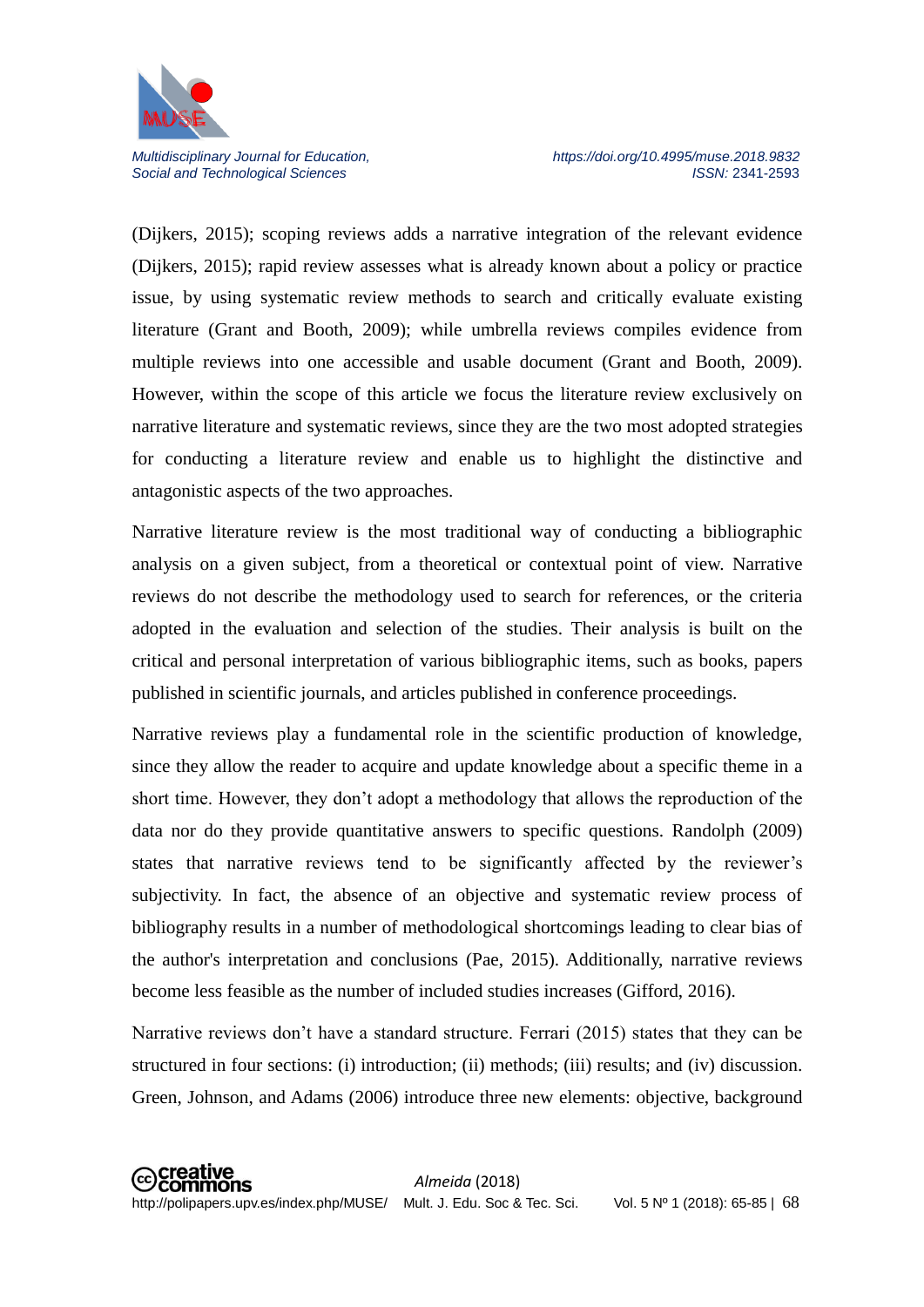(Dijkers, 2015); scoping reviews adds a narrative integration of the relevant evidence (Dijkers, 2015); rapid review assesses what is already known about a policy or practice issue, by using systematic review methods to search and critically evaluate existing literature (Grant and Booth, 2009); while umbrella reviews compiles evidence from multiple reviews into one accessible and usable document (Grant and Booth, 2009). However, within the scope of this article we focus the literature review exclusively on narrative literature and systematic reviews, since they are the two most adopted strategies for conducting a literature review and enable us to highlight the distinctive and antagonistic aspects of the two approaches.

Narrative literature review is the most traditional way of conducting a bibliographic analysis on a given subject, from a theoretical or contextual point of view. Narrative reviews do not describe the methodology used to search for references, or the criteria adopted in the evaluation and selection of the studies. Their analysis is built on the critical and personal interpretation of various bibliographic items, such as books, papers published in scientific journals, and articles published in conference proceedings.

Narrative reviews play a fundamental role in the scientific production of knowledge, since they allow the reader to acquire and update knowledge about a specific theme in a short time. However, they don't adopt a methodology that allows the reproduction of the data nor do they provide quantitative answers to specific questions. Randolph (2009) states that narrative reviews tend to be significantly affected by the reviewer's subjectivity. In fact, the absence of an objective and systematic review process of bibliography results in a number of methodological shortcomings leading to clear bias of the author's interpretation and conclusions (Pae, 2015). Additionally, narrative reviews become less feasible as the number of included studies increases (Gifford, 2016).

Narrative reviews don't have a standard structure. Ferrari (2015) states that they can be structured in four sections: (i) introduction; (ii) methods; (iii) results; and (iv) discussion. Green, Johnson, and Adams (2006) introduce three new elements: objective, background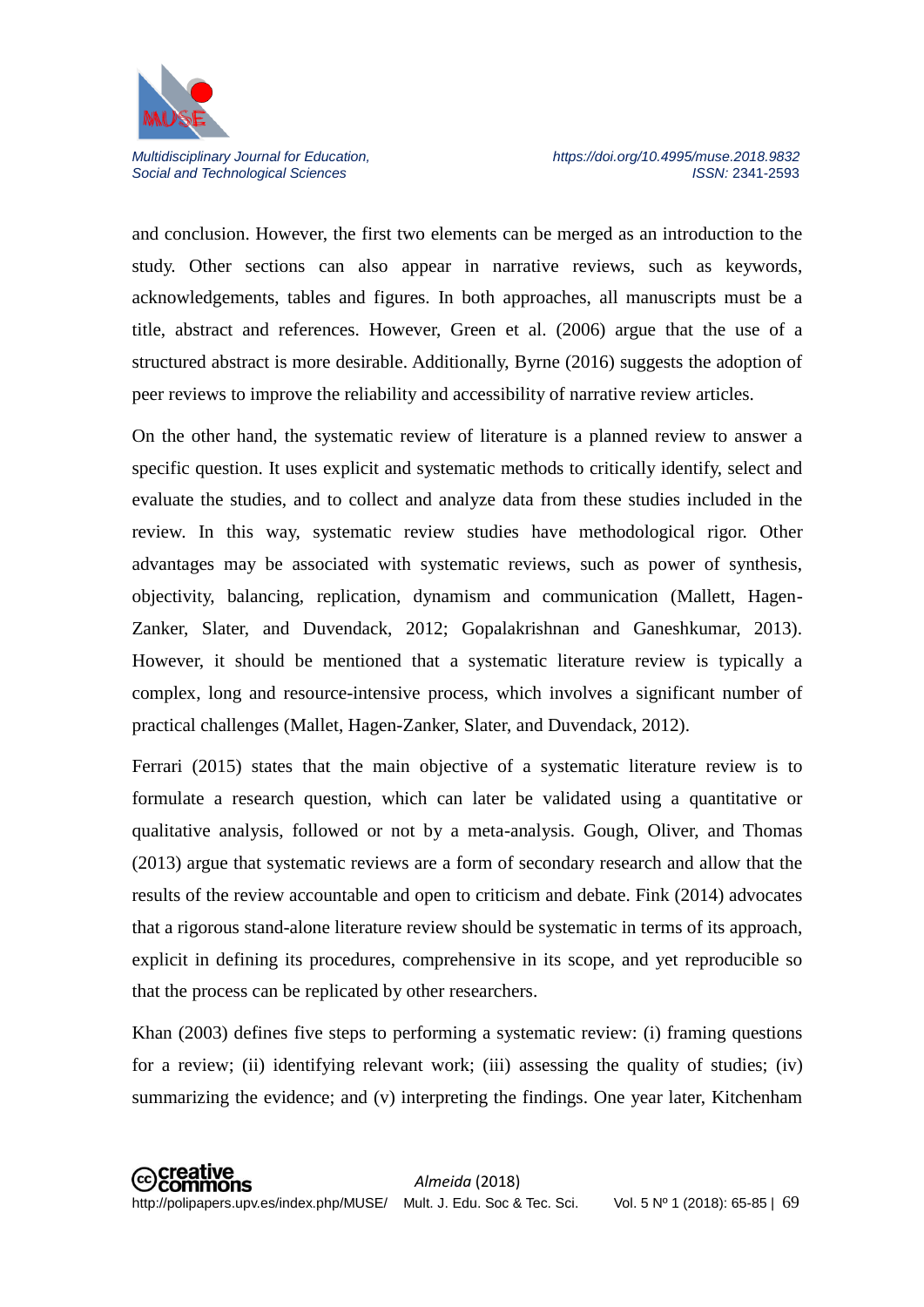and conclusion. However, the first two elements can be merged as an introduction to the study. Other sections can also appear in narrative reviews, such as keywords, acknowledgements, tables and figures. In both approaches, all manuscripts must be a title, abstract and references. However, Green et al. (2006) argue that the use of a structured abstract is more desirable. Additionally, Byrne (2016) suggests the adoption of peer reviews to improve the reliability and accessibility of narrative review articles.

On the other hand, the systematic review of literature is a planned review to answer a specific question. It uses explicit and systematic methods to critically identify, select and evaluate the studies, and to collect and analyze data from these studies included in the review. In this way, systematic review studies have methodological rigor. Other advantages may be associated with systematic reviews, such as power of synthesis, objectivity, balancing, replication, dynamism and communication (Mallett, Hagen-Zanker, Slater, and Duvendack, 2012; Gopalakrishnan and Ganeshkumar, 2013). However, it should be mentioned that a systematic literature review is typically a complex, long and resource-intensive process, which involves a significant number of practical challenges (Mallet, Hagen-Zanker, Slater, and Duvendack, 2012).

Ferrari (2015) states that the main objective of a systematic literature review is to formulate a research question, which can later be validated using a quantitative or qualitative analysis, followed or not by a meta-analysis. Gough, Oliver, and Thomas (2013) argue that systematic reviews are a form of secondary research and allow that the results of the review accountable and open to criticism and debate. Fink (2014) advocates that a rigorous stand-alone literature review should be systematic in terms of its approach, explicit in defining its procedures, comprehensive in its scope, and yet reproducible so that the process can be replicated by other researchers.

Khan (2003) defines five steps to performing a systematic review: (i) framing questions for a review; (ii) identifying relevant work; (iii) assessing the quality of studies; (iv) summarizing the evidence; and (v) interpreting the findings. One year later, Kitchenham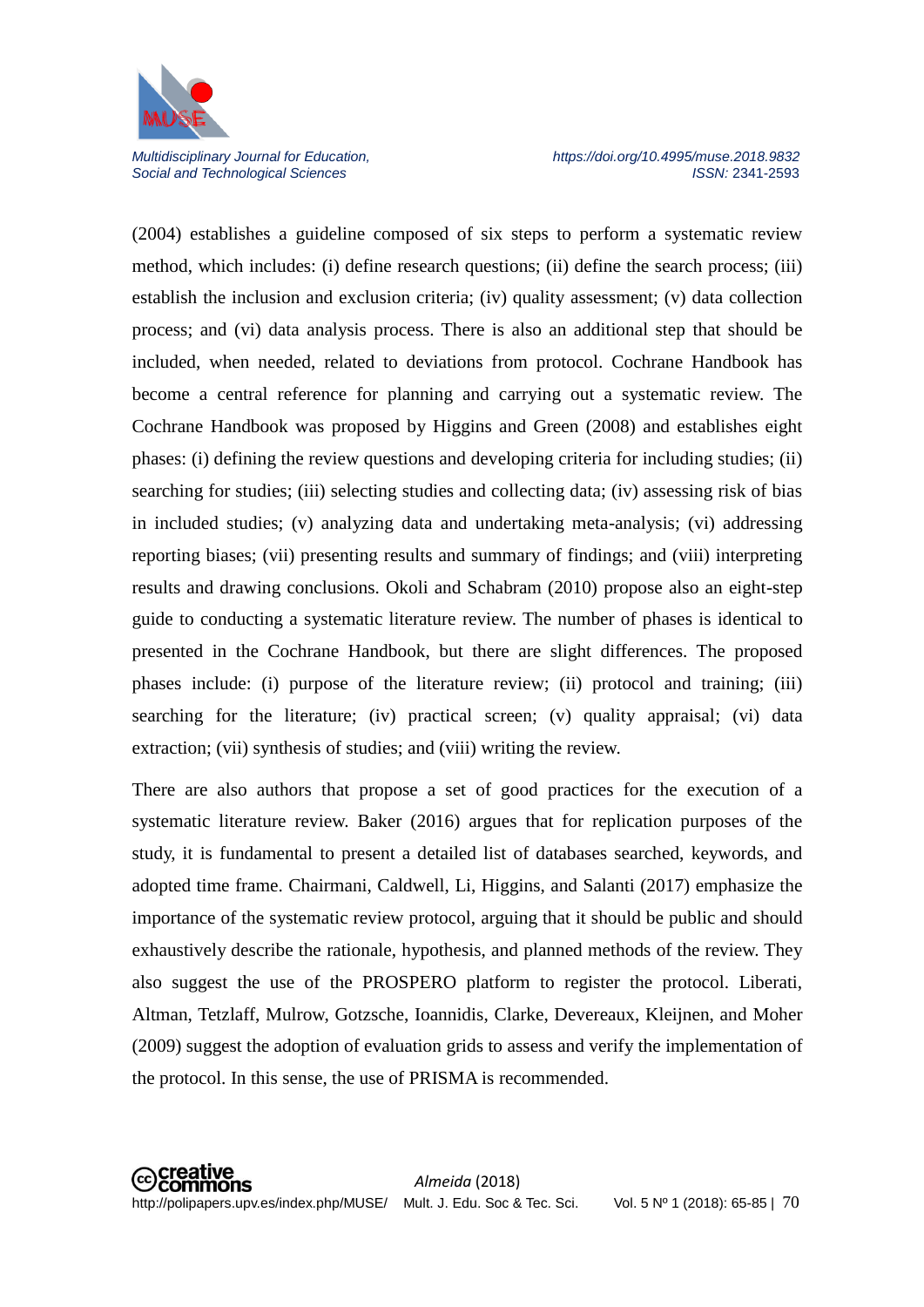(2004) establishes a guideline composed of six steps to perform a systematic review method, which includes: (i) define research questions; (ii) define the search process; (iii) establish the inclusion and exclusion criteria; (iv) quality assessment; (v) data collection process; and (vi) data analysis process. There is also an additional step that should be included, when needed, related to deviations from protocol. Cochrane Handbook has become a central reference for planning and carrying out a systematic review. The Cochrane Handbook was proposed by Higgins and Green (2008) and establishes eight phases: (i) defining the review questions and developing criteria for including studies; (ii) searching for studies; (iii) selecting studies and collecting data; (iv) assessing risk of bias in included studies; (v) analyzing data and undertaking meta-analysis; (vi) addressing reporting biases; (vii) presenting results and summary of findings; and (viii) interpreting results and drawing conclusions. Okoli and Schabram (2010) propose also an eight-step guide to conducting a systematic literature review. The number of phases is identical to presented in the Cochrane Handbook, but there are slight differences. The proposed phases include: (i) purpose of the literature review; (ii) protocol and training; (iii) searching for the literature; (iv) practical screen; (v) quality appraisal; (vi) data extraction; (vii) synthesis of studies; and (viii) writing the review.

There are also authors that propose a set of good practices for the execution of a systematic literature review. Baker (2016) argues that for replication purposes of the study, it is fundamental to present a detailed list of databases searched, keywords, and adopted time frame. Chairmani, Caldwell, Li, Higgins, and Salanti (2017) emphasize the importance of the systematic review protocol, arguing that it should be public and should exhaustively describe the rationale, hypothesis, and planned methods of the review. They also suggest the use of the PROSPERO platform to register the protocol. Liberati, Altman, Tetzlaff, Mulrow, Gotzsche, Ioannidis, Clarke, Devereaux, Kleijnen, and Moher (2009) suggest the adoption of evaluation grids to assess and verify the implementation of the protocol. In this sense, the use of PRISMA is recommended.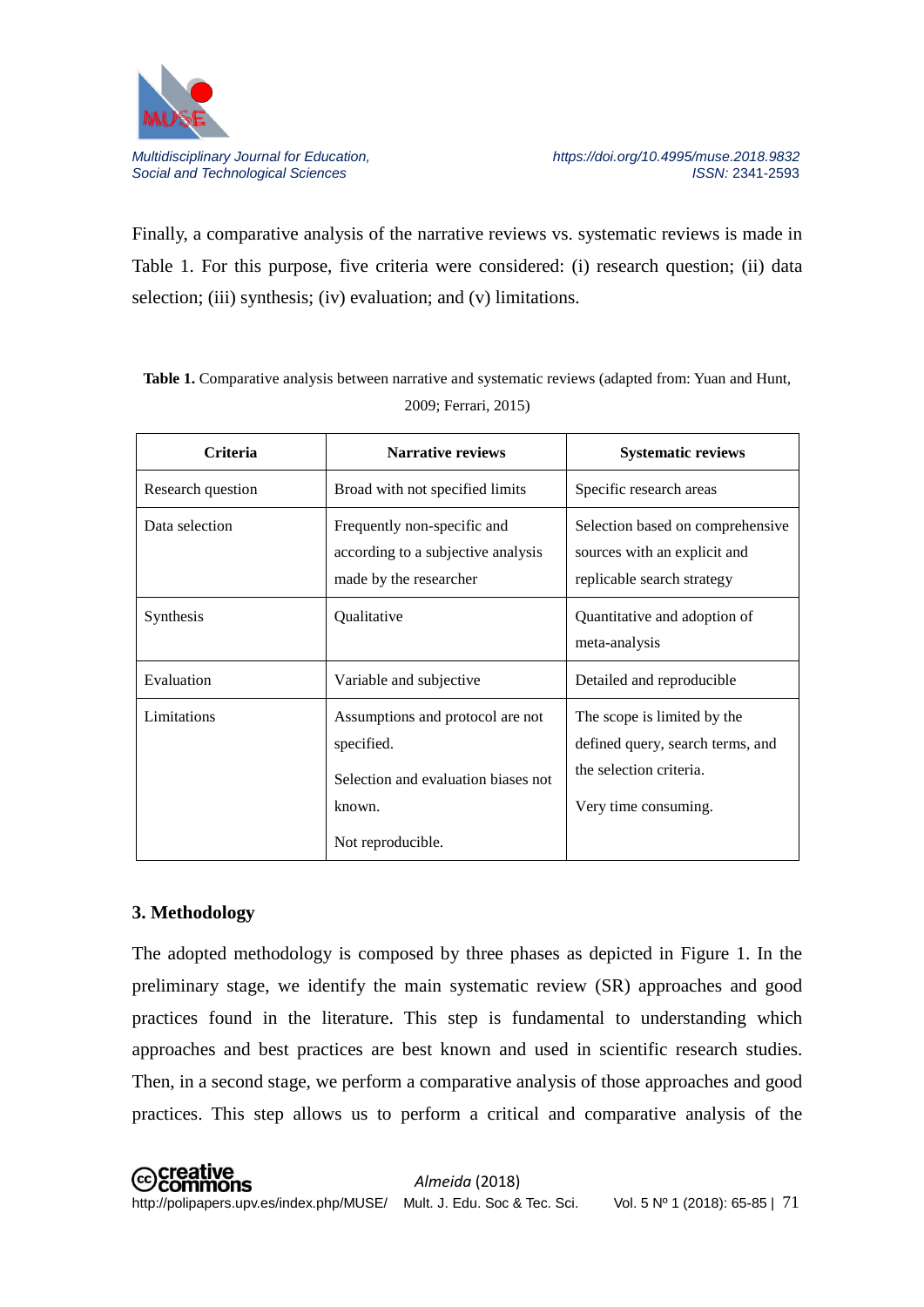Finally, a comparative analysis of the narrative reviews vs. systematic reviews is made in Table 1. For this purpose, five criteria were considered: (i) research question; (ii) data selection; (iii) synthesis; (iv) evaluation; and (v) limitations.

**Table 1.** Comparative analysis between narrative and systematic reviews (adapted from: Yuan and Hunt, 2009; Ferrari, 2015)

| Criteria | Narrative reviews | Systematic reviews |
|---|---|---|
| Research question | Broad with not specified limits | Specific research areas |
| Data selection | Frequently non-specific and according to a subjective analysis made by the researcher | Selection based on comprehensive sources with an explicit and replicable search strategy |
| Synthesis | Qualitative | Quantitative and adoption of meta-analysis |
| Evaluation | Variable and subjective | Detailed and reproducible |
| Limitations | Assumptions and protocol are not specified.<br><br>Selection and evaluation biases not known.<br><br>Not reproducible. | The scope is limited by the defined query, search terms, and the selection criteria.<br><br>Very time consuming. |

## 3. Methodology

The adopted methodology is composed by three phases as depicted in Figure 1. In the preliminary stage, we identify the main systematic review (SR) approaches and good practices found in the literature. This step is fundamental to understanding which approaches and best practices are best known and used in scientific research studies. Then, in a second stage, we perform a comparative analysis of those approaches and good practices. This step allows us to perform a critical and comparative analysis of the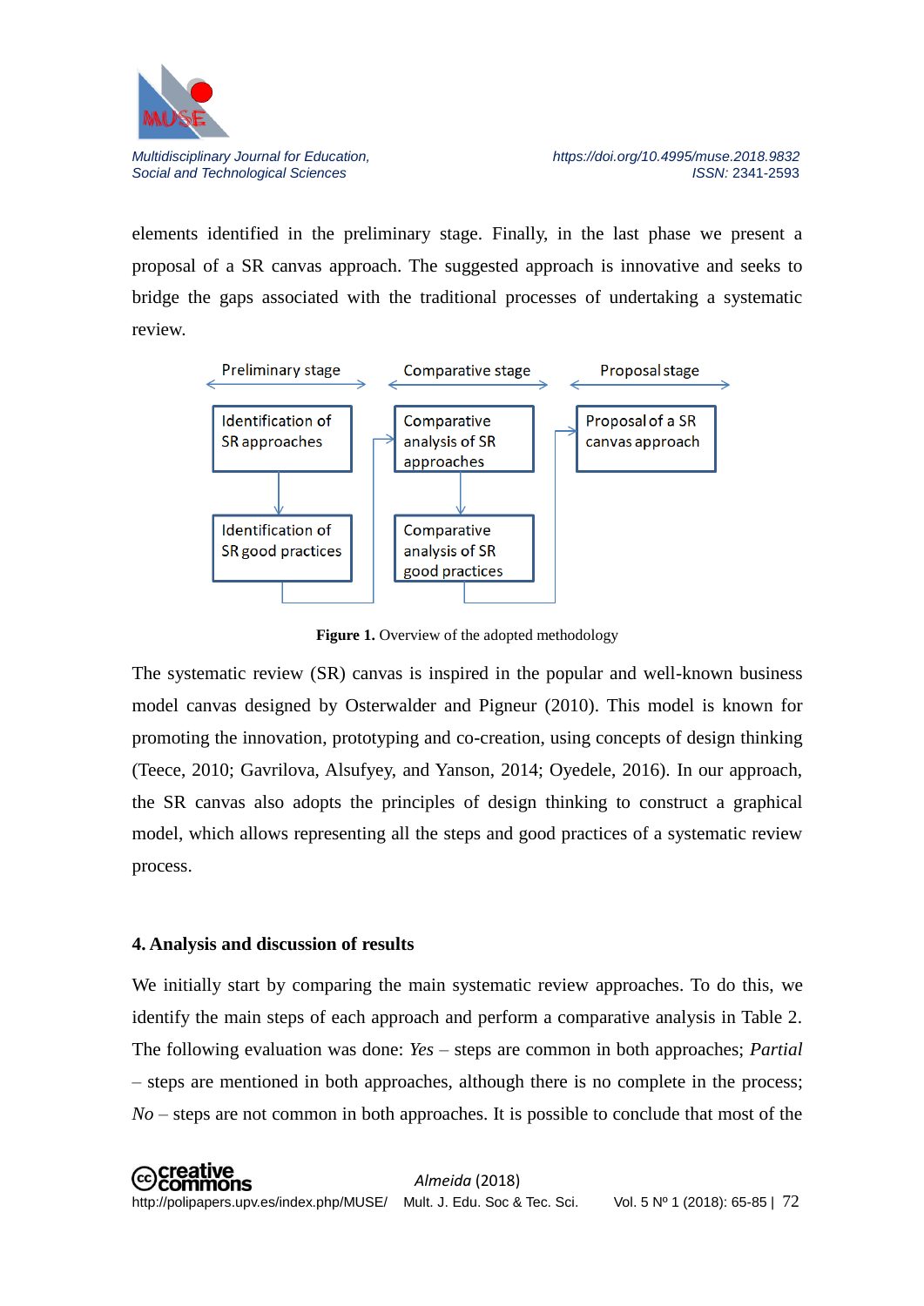elements identified in the preliminary stage. Finally, in the last phase we present a proposal of a SR canvas approach. The suggested approach is innovative and seeks to bridge the gaps associated with the traditional processes of undertaking a systematic review.

**Figure 1.** Overview of the adopted methodology

The systematic review (SR) canvas is inspired in the popular and well-known business model canvas designed by Osterwalder and Pigneur (2010). This model is known for promoting the innovation, prototyping and co-creation, using concepts of design thinking (Teece, 2010; Gavrilova, Alsufyey, and Yanson, 2014; Oyedele, 2016). In our approach, the SR canvas also adopts the principles of design thinking to construct a graphical model, which allows representing all the steps and good practices of a systematic review process.

## 4. Analysis and discussion of results

We initially start by comparing the main systematic review approaches. To do this, we identify the main steps of each approach and perform a comparative analysis in Table 2. The following evaluation was done: *Yes* – steps are common in both approaches; *Partial* – steps are mentioned in both approaches, although there is no complete in the process; *No* – steps are not common in both approaches. It is possible to conclude that most of the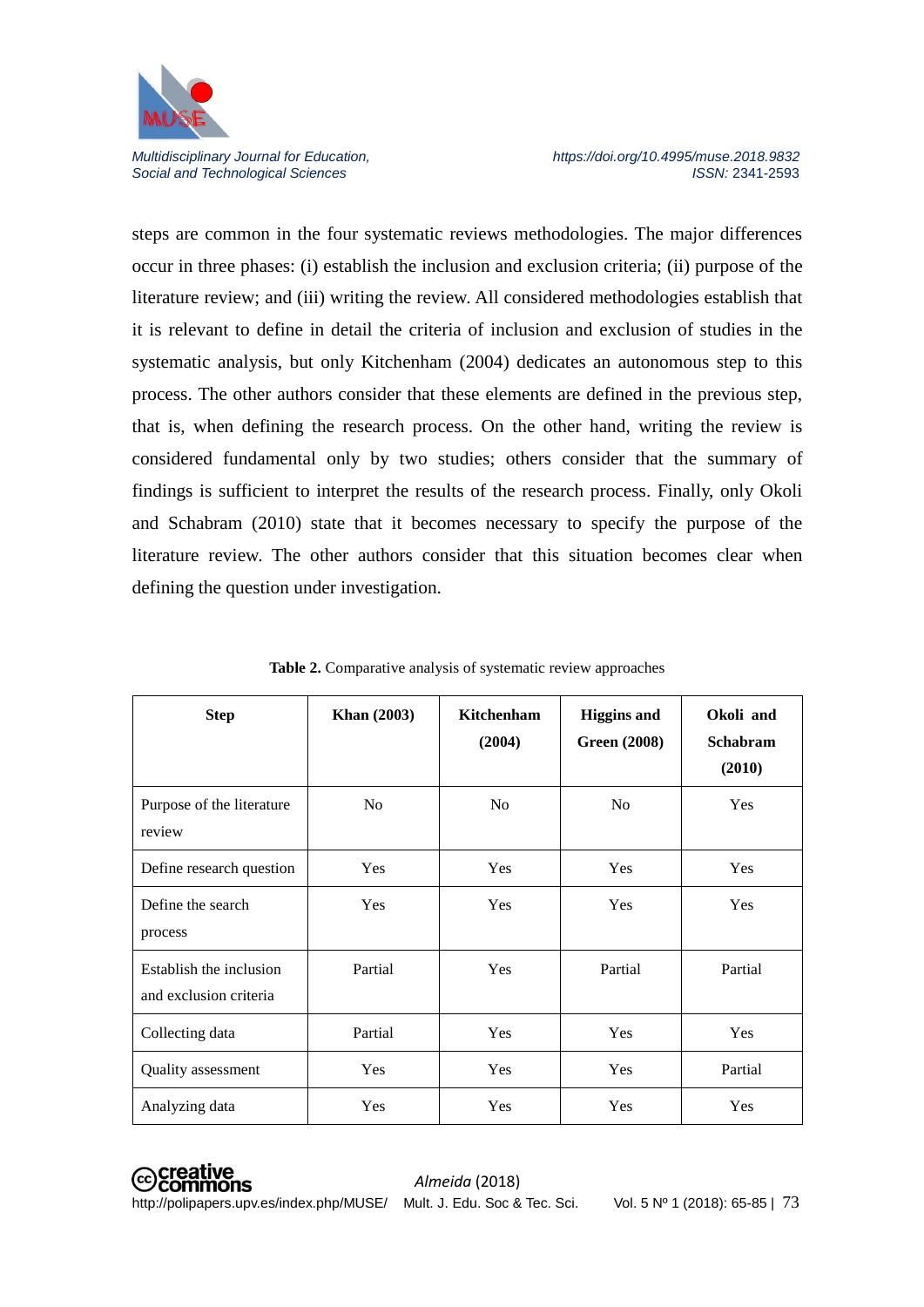steps are common in the four systematic reviews methodologies. The major differences occur in three phases: (i) establish the inclusion and exclusion criteria; (ii) purpose of the literature review; and (iii) writing the review. All considered methodologies establish that it is relevant to define in detail the criteria of inclusion and exclusion of studies in the systematic analysis, but only Kitchenham (2004) dedicates an autonomous step to this process. The other authors consider that these elements are defined in the previous step, that is, when defining the research process. On the other hand, writing the review is considered fundamental only by two studies; others consider that the summary of findings is sufficient to interpret the results of the research process. Finally, only Okoli and Schabram (2010) state that it becomes necessary to specify the purpose of the literature review. The other authors consider that this situation becomes clear when defining the question under investigation.

**Table 2.** Comparative analysis of systematic review approaches

| Step | Khan (2003) | Kitchenham (2004) | Higgins and Green (2008) | Okoli and Schabram (2010) |
|---|---|---|---|---|
| Purpose of the literature review | No | No | No | Yes |
| Define research question | Yes | Yes | Yes | Yes |
| Define the search process | Yes | Yes | Yes | Yes |
| Establish the inclusion and exclusion criteria | Partial | Yes | Partial | Partial |
| Collecting data | Partial | Yes | Yes | Yes |
| Quality assessment | Yes | Yes | Yes | Partial |
| Analyzing data | Yes | Yes | Yes | Yes |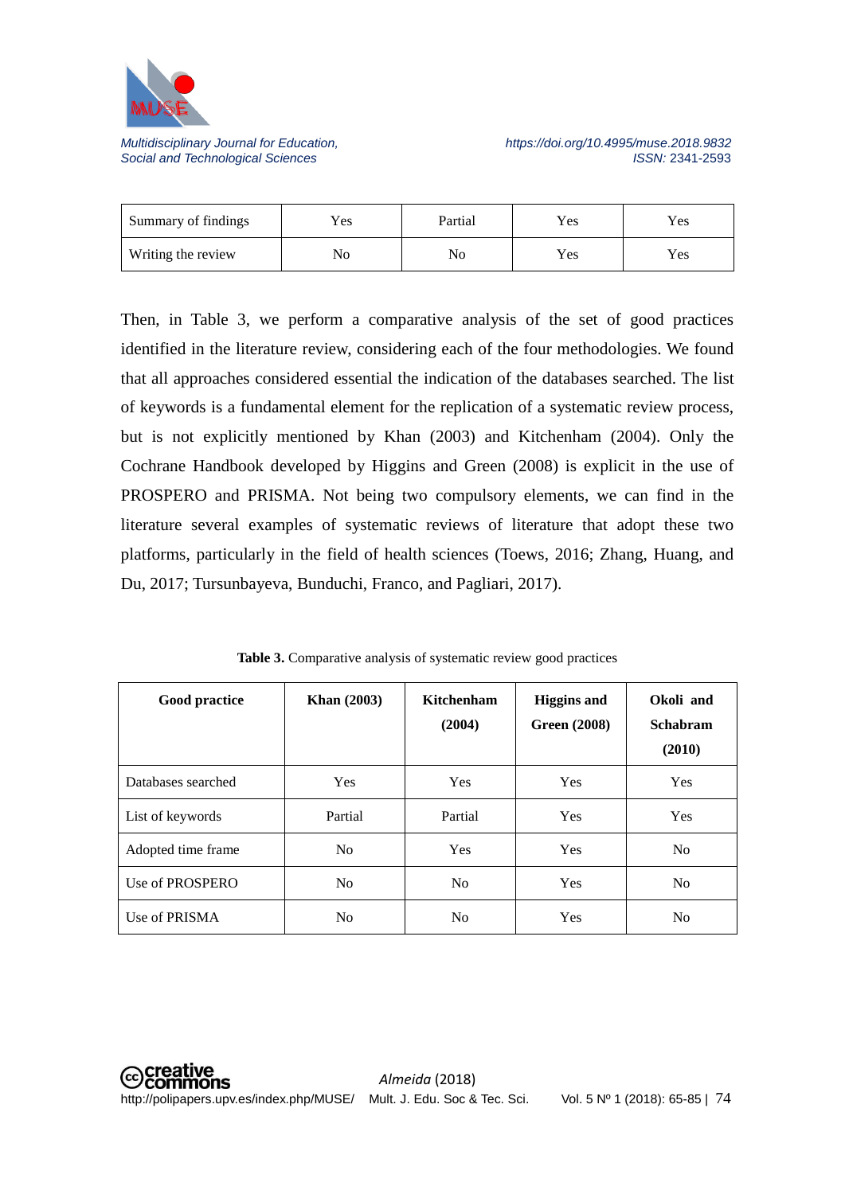| Summary of findings | Yes | Partial | Yes | Yes |
|---|---|---|---|---|
| Writing the review | No | No | Yes | Yes |

Then, in Table 3, we perform a comparative analysis of the set of good practices identified in the literature review, considering each of the four methodologies. We found that all approaches considered essential the indication of the databases searched. The list of keywords is a fundamental element for the replication of a systematic review process, but is not explicitly mentioned by Khan (2003) and Kitchenham (2004). Only the Cochrane Handbook developed by Higgins and Green (2008) is explicit in the use of PROSPERO and PRISMA. Not being two compulsory elements, we can find in the literature several examples of systematic reviews of literature that adopt these two platforms, particularly in the field of health sciences (Toews, 2016; Zhang, Huang, and Du, 2017; Tursunbayeva, Bunduchi, Franco, and Pagliari, 2017).

**Table 3.** Comparative analysis of systematic review good practices

| Good practice | Khan (2003) | Kitchenham (2004) | Higgins and Green (2008) | Okoli and Schabram (2010) |
|---|---|---|---|---|
| Databases searched | Yes | Yes | Yes | Yes |
| List of keywords | Partial | Partial | Yes | Yes |
| Adopted time frame | No | Yes | Yes | No |
| Use of PROSPERO | No | No | Yes | No |
| Use of PRISMA | No | No | Yes | No |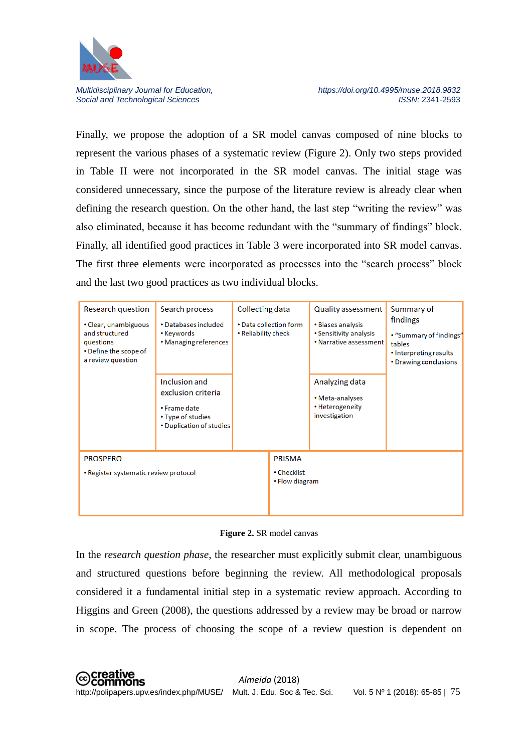Finally, we propose the adoption of a SR model canvas composed of nine blocks to represent the various phases of a systematic review (Figure 2). Only two steps provided in Table II were not incorporated in the SR model canvas. The initial stage was considered unnecessary, since the purpose of the literature review is already clear when defining the research question. On the other hand, the last step "writing the review" was also eliminated, because it has become redundant with the "summary of findings" block. Finally, all identified good practices in Table 3 were incorporated into SR model canvas. The first three elements were incorporated as processes into the "search process" block and the last two good practices as two individual blocks.

| Research question | Search process | Collecting data | Quality assessment | Summary of findings |
|---|---|---|---|---|
| • Clear, unambiguous and structured questions<br>• Define the scope of a review question | • Databases included<br>• Keywords<br>• Managing references | • Data collection form<br>• Reliability check | • Biases analysis<br>• Sensitivity analysis<br>• Narrative assessment | • "Summary of findings" tables<br>• Interpreting results<br>• Drawing conclusions |
| | **Inclusion and exclusion criteria**<br>• Frame date<br>• Type of studies<br>• Duplication of studies | | **Analyzing data**<br>• Meta-analyses<br>• Heterogeneity investigation | |
| **PROSPERO**<br>• Register systematic review protocol | | **PRISMA**<br>• Checklist<br>• Flow diagram | | |

**Figure 2.** SR model canvas

In the *research question phase*, the researcher must explicitly submit clear, unambiguous and structured questions before beginning the review. All methodological proposals considered it a fundamental initial step in a systematic review approach. According to Higgins and Green (2008), the questions addressed by a review may be broad or narrow in scope. The process of choosing the scope of a review question is dependent on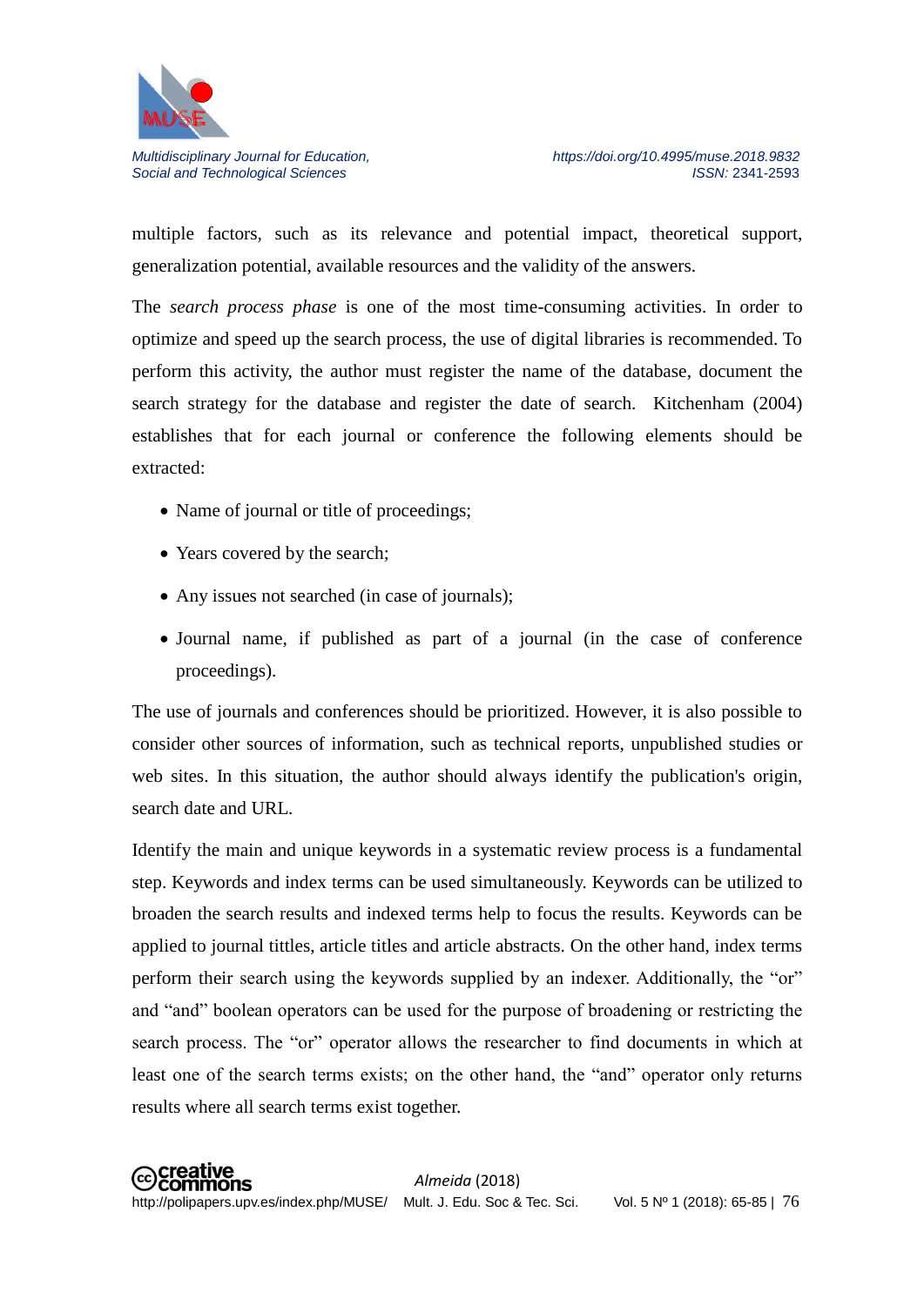multiple factors, such as its relevance and potential impact, theoretical support, generalization potential, available resources and the validity of the answers.

The *search process phase* is one of the most time-consuming activities. In order to optimize and speed up the search process, the use of digital libraries is recommended. To perform this activity, the author must register the name of the database, document the search strategy for the database and register the date of search. Kitchenham (2004) establishes that for each journal or conference the following elements should be extracted:

- Name of journal or title of proceedings;
- Years covered by the search;
- Any issues not searched (in case of journals);
- Journal name, if published as part of a journal (in the case of conference proceedings).

The use of journals and conferences should be prioritized. However, it is also possible to consider other sources of information, such as technical reports, unpublished studies or web sites. In this situation, the author should always identify the publication's origin, search date and URL.

Identify the main and unique keywords in a systematic review process is a fundamental step. Keywords and index terms can be used simultaneously. Keywords can be utilized to broaden the search results and indexed terms help to focus the results. Keywords can be applied to journal tittles, article titles and article abstracts. On the other hand, index terms perform their search using the keywords supplied by an indexer. Additionally, the "or" and "and" boolean operators can be used for the purpose of broadening or restricting the search process. The "or" operator allows the researcher to find documents in which at least one of the search terms exists; on the other hand, the "and" operator only returns results where all search terms exist together.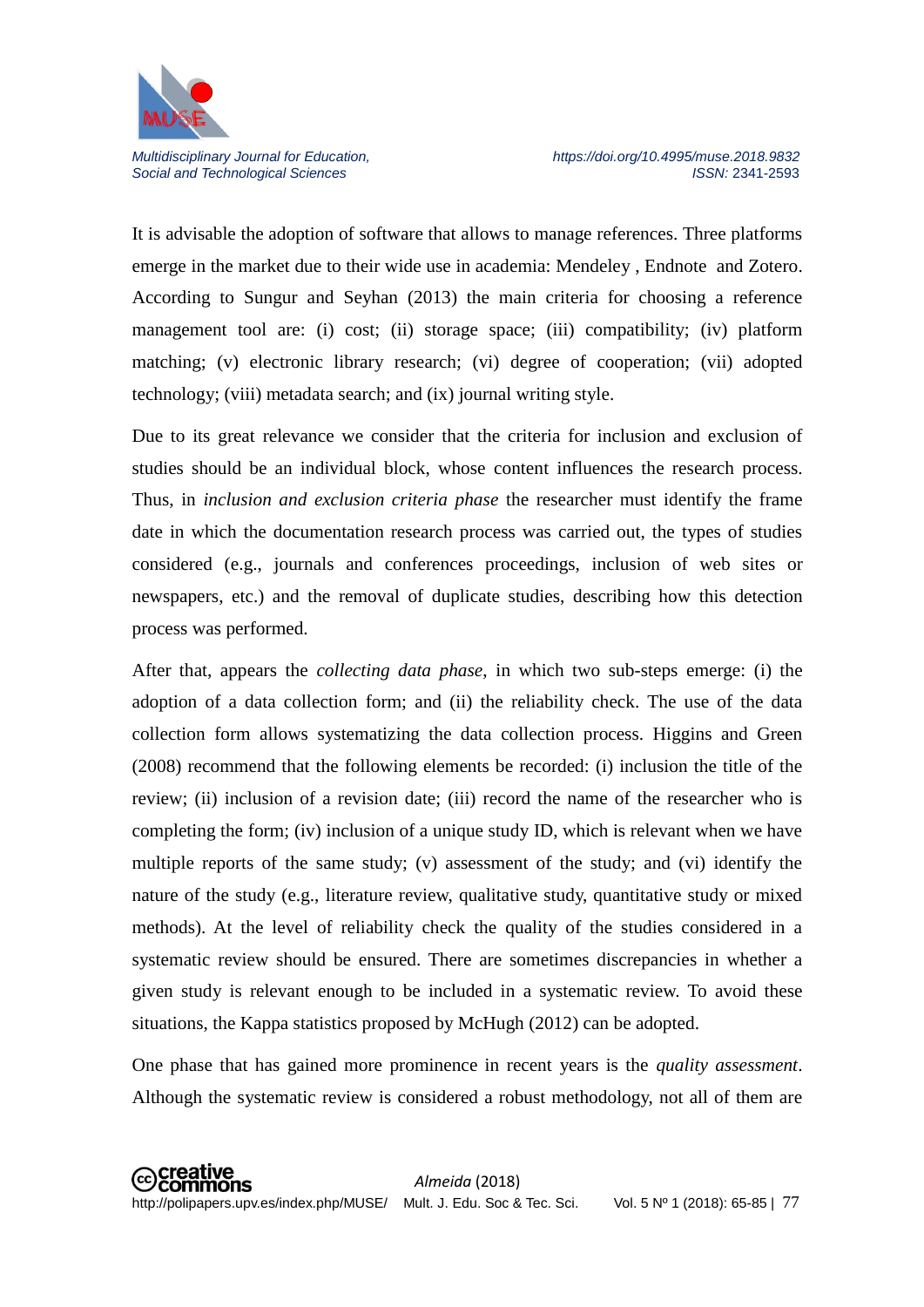It is advisable the adoption of software that allows to manage references. Three platforms emerge in the market due to their wide use in academia: Mendeley , Endnote  and Zotero. According to Sungur and Seyhan (2013) the main criteria for choosing a reference management tool are: (i) cost; (ii) storage space; (iii) compatibility; (iv) platform matching; (v) electronic library research; (vi) degree of cooperation; (vii) adopted technology; (viii) metadata search; and (ix) journal writing style.

Due to its great relevance we consider that the criteria for inclusion and exclusion of studies should be an individual block, whose content influences the research process. Thus, in *inclusion and exclusion criteria phase* the researcher must identify the frame date in which the documentation research process was carried out, the types of studies considered (e.g., journals and conferences proceedings, inclusion of web sites or newspapers, etc.) and the removal of duplicate studies, describing how this detection process was performed.

After that, appears the *collecting data phase*, in which two sub-steps emerge: (i) the adoption of a data collection form; and (ii) the reliability check. The use of the data collection form allows systematizing the data collection process. Higgins and Green (2008) recommend that the following elements be recorded: (i) inclusion the title of the review; (ii) inclusion of a revision date; (iii) record the name of the researcher who is completing the form; (iv) inclusion of a unique study ID, which is relevant when we have multiple reports of the same study; (v) assessment of the study; and (vi) identify the nature of the study (e.g., literature review, qualitative study, quantitative study or mixed methods). At the level of reliability check the quality of the studies considered in a systematic review should be ensured. There are sometimes discrepancies in whether a given study is relevant enough to be included in a systematic review. To avoid these situations, the Kappa statistics proposed by McHugh (2012) can be adopted.

One phase that has gained more prominence in recent years is the *quality assessment*. Although the systematic review is considered a robust methodology, not all of them are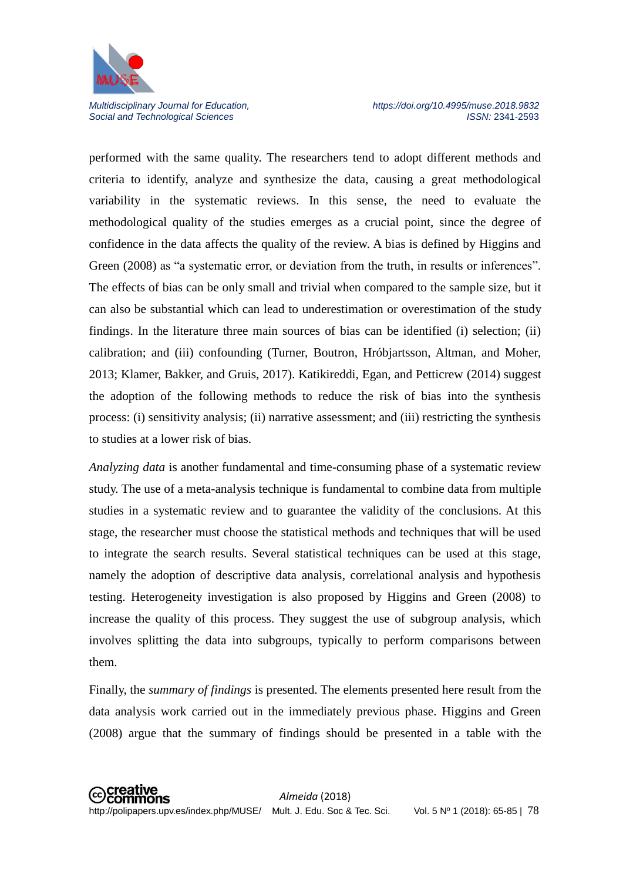performed with the same quality. The researchers tend to adopt different methods and criteria to identify, analyze and synthesize the data, causing a great methodological variability in the systematic reviews. In this sense, the need to evaluate the methodological quality of the studies emerges as a crucial point, since the degree of confidence in the data affects the quality of the review. A bias is defined by Higgins and Green (2008) as "a systematic error, or deviation from the truth, in results or inferences". The effects of bias can be only small and trivial when compared to the sample size, but it can also be substantial which can lead to underestimation or overestimation of the study findings. In the literature three main sources of bias can be identified (i) selection; (ii) calibration; and (iii) confounding (Turner, Boutron, Hróbjartsson, Altman, and Moher, 2013; Klamer, Bakker, and Gruis, 2017). Katikireddi, Egan, and Petticrew (2014) suggest the adoption of the following methods to reduce the risk of bias into the synthesis process: (i) sensitivity analysis; (ii) narrative assessment; and (iii) restricting the synthesis to studies at a lower risk of bias.

*Analyzing data* is another fundamental and time-consuming phase of a systematic review study. The use of a meta-analysis technique is fundamental to combine data from multiple studies in a systematic review and to guarantee the validity of the conclusions. At this stage, the researcher must choose the statistical methods and techniques that will be used to integrate the search results. Several statistical techniques can be used at this stage, namely the adoption of descriptive data analysis, correlational analysis and hypothesis testing. Heterogeneity investigation is also proposed by Higgins and Green (2008) to increase the quality of this process. They suggest the use of subgroup analysis, which involves splitting the data into subgroups, typically to perform comparisons between them.

Finally, the *summary of findings* is presented. The elements presented here result from the data analysis work carried out in the immediately previous phase. Higgins and Green (2008) argue that the summary of findings should be presented in a table with the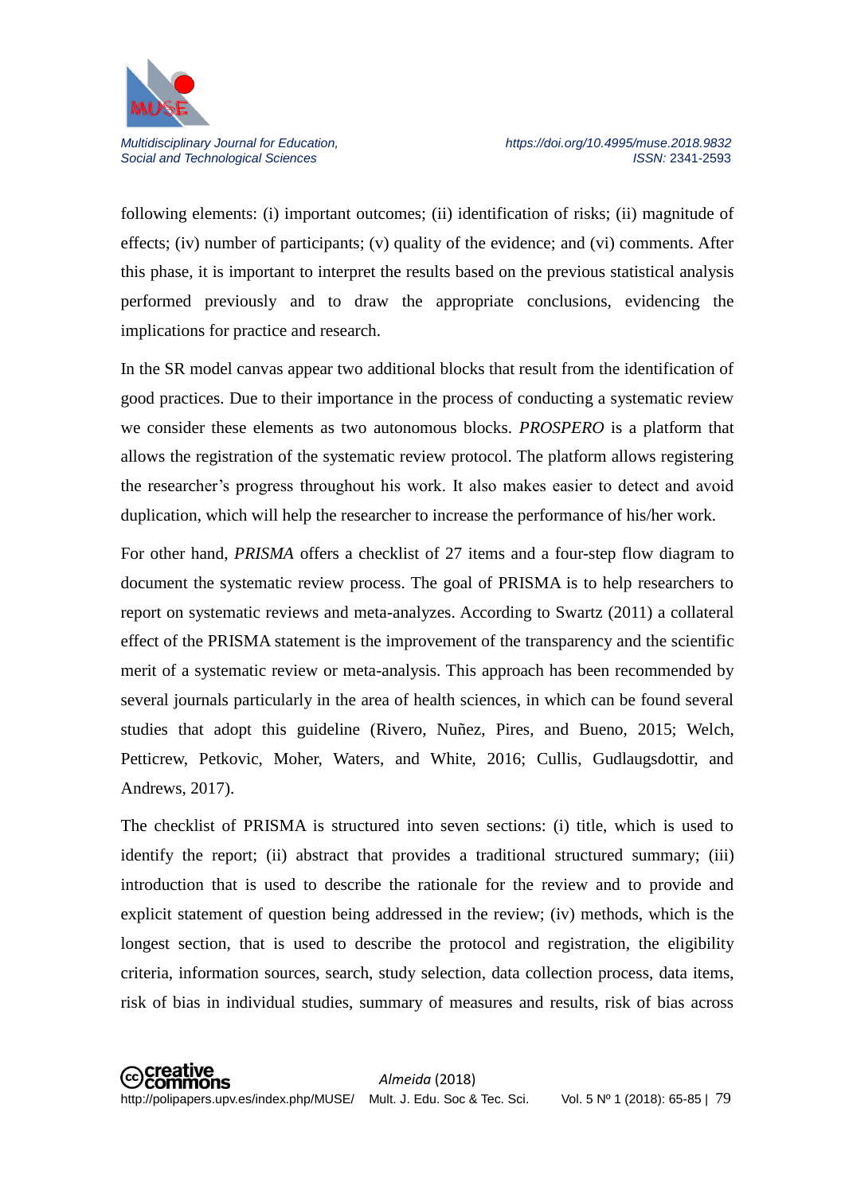following elements: (i) important outcomes; (ii) identification of risks; (ii) magnitude of effects; (iv) number of participants; (v) quality of the evidence; and (vi) comments. After this phase, it is important to interpret the results based on the previous statistical analysis performed previously and to draw the appropriate conclusions, evidencing the implications for practice and research.

In the SR model canvas appear two additional blocks that result from the identification of good practices. Due to their importance in the process of conducting a systematic review we consider these elements as two autonomous blocks. *PROSPERO* is a platform that allows the registration of the systematic review protocol. The platform allows registering the researcher's progress throughout his work. It also makes easier to detect and avoid duplication, which will help the researcher to increase the performance of his/her work.

For other hand, *PRISMA* offers a checklist of 27 items and a four-step flow diagram to document the systematic review process. The goal of PRISMA is to help researchers to report on systematic reviews and meta-analyzes. According to Swartz (2011) a collateral effect of the PRISMA statement is the improvement of the transparency and the scientific merit of a systematic review or meta-analysis. This approach has been recommended by several journals particularly in the area of health sciences, in which can be found several studies that adopt this guideline (Rivero, Nuñez, Pires, and Bueno, 2015; Welch, Petticrew, Petkovic, Moher, Waters, and White, 2016; Cullis, Gudlaugsdottir, and Andrews, 2017).

The checklist of PRISMA is structured into seven sections: (i) title, which is used to identify the report; (ii) abstract that provides a traditional structured summary; (iii) introduction that is used to describe the rationale for the review and to provide and explicit statement of question being addressed in the review; (iv) methods, which is the longest section, that is used to describe the protocol and registration, the eligibility criteria, information sources, search, study selection, data collection process, data items, risk of bias in individual studies, summary of measures and results, risk of bias across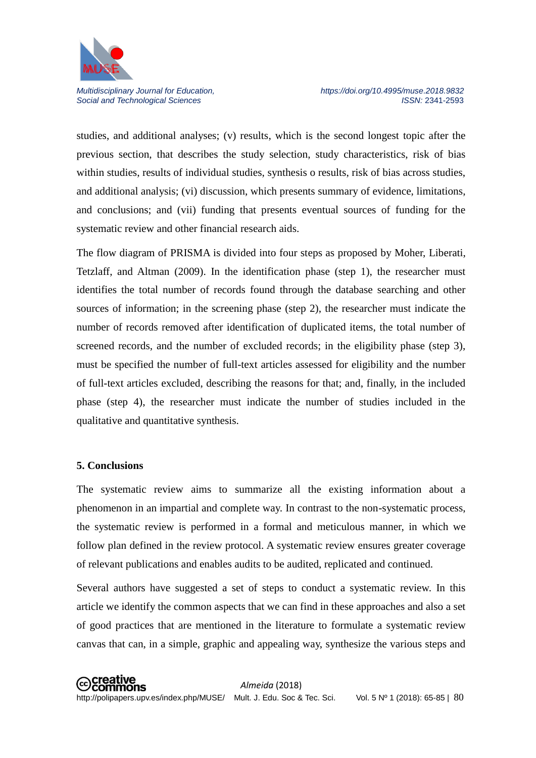studies, and additional analyses; (v) results, which is the second longest topic after the previous section, that describes the study selection, study characteristics, risk of bias within studies, results of individual studies, synthesis o results, risk of bias across studies, and additional analysis; (vi) discussion, which presents summary of evidence, limitations, and conclusions; and (vii) funding that presents eventual sources of funding for the systematic review and other financial research aids.

The flow diagram of PRISMA is divided into four steps as proposed by Moher, Liberati, Tetzlaff, and Altman (2009). In the identification phase (step 1), the researcher must identifies the total number of records found through the database searching and other sources of information; in the screening phase (step 2), the researcher must indicate the number of records removed after identification of duplicated items, the total number of screened records, and the number of excluded records; in the eligibility phase (step 3), must be specified the number of full-text articles assessed for eligibility and the number of full-text articles excluded, describing the reasons for that; and, finally, in the included phase (step 4), the researcher must indicate the number of studies included in the qualitative and quantitative synthesis.

## 5. Conclusions

The systematic review aims to summarize all the existing information about a phenomenon in an impartial and complete way. In contrast to the non-systematic process, the systematic review is performed in a formal and meticulous manner, in which we follow plan defined in the review protocol. A systematic review ensures greater coverage of relevant publications and enables audits to be audited, replicated and continued.

Several authors have suggested a set of steps to conduct a systematic review. In this article we identify the common aspects that we can find in these approaches and also a set of good practices that are mentioned in the literature to formulate a systematic review canvas that can, in a simple, graphic and appealing way, synthesize the various steps and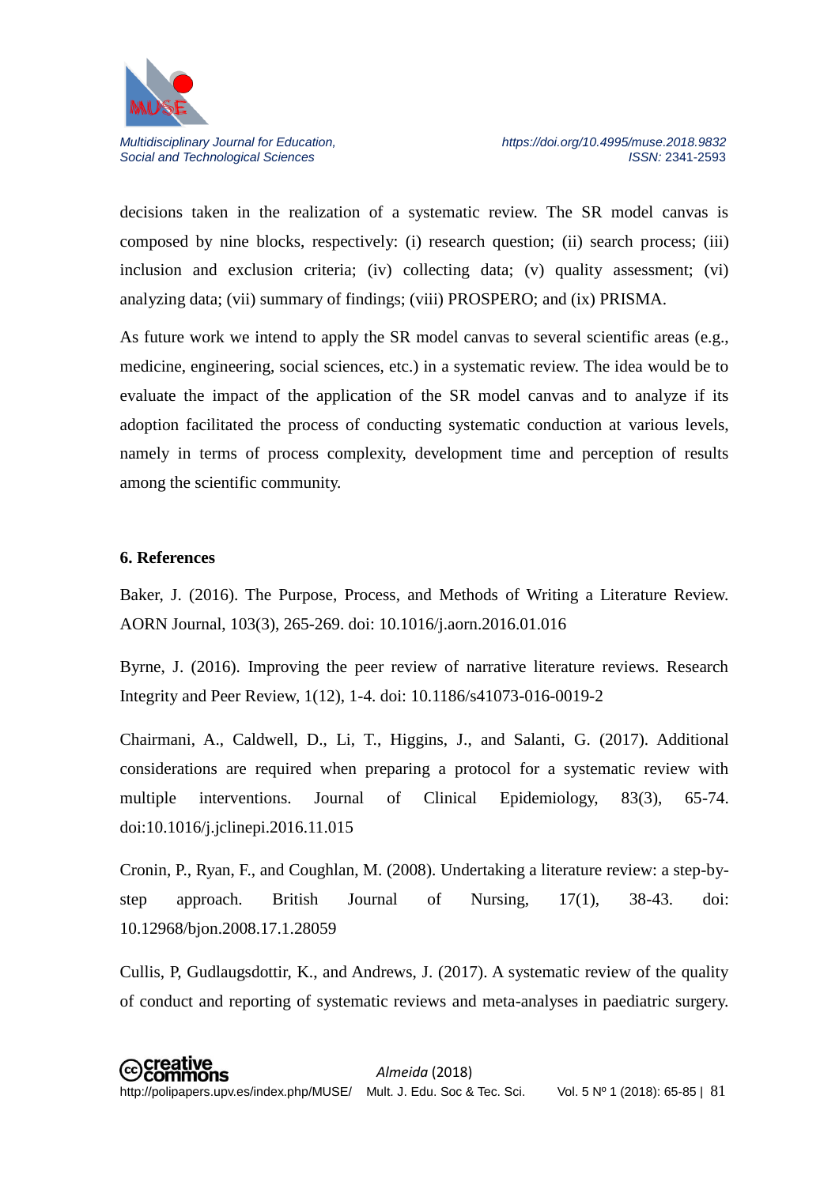decisions taken in the realization of a systematic review. The SR model canvas is composed by nine blocks, respectively: (i) research question; (ii) search process; (iii) inclusion and exclusion criteria; (iv) collecting data; (v) quality assessment; (vi) analyzing data; (vii) summary of findings; (viii) PROSPERO; and (ix) PRISMA.

As future work we intend to apply the SR model canvas to several scientific areas (e.g., medicine, engineering, social sciences, etc.) in a systematic review. The idea would be to evaluate the impact of the application of the SR model canvas and to analyze if its adoption facilitated the process of conducting systematic conduction at various levels, namely in terms of process complexity, development time and perception of results among the scientific community.

## 6. References

Baker, J. (2016). The Purpose, Process, and Methods of Writing a Literature Review. AORN Journal, 103(3), 265-269. doi: 10.1016/j.aorn.2016.01.016

Byrne, J. (2016). Improving the peer review of narrative literature reviews. Research Integrity and Peer Review, 1(12), 1-4. doi: 10.1186/s41073-016-0019-2

Chairmani, A., Caldwell, D., Li, T., Higgins, J., and Salanti, G. (2017). Additional considerations are required when preparing a protocol for a systematic review with multiple interventions. Journal of Clinical Epidemiology, 83(3), 65-74. doi:10.1016/j.jclinepi.2016.11.015

Cronin, P., Ryan, F., and Coughlan, M. (2008). Undertaking a literature review: a step-by-step approach. British Journal of Nursing, 17(1), 38-43. doi: 10.12968/bjon.2008.17.1.28059

Cullis, P, Gudlaugsdottir, K., and Andrews, J. (2017). A systematic review of the quality of conduct and reporting of systematic reviews and meta-analyses in paediatric surgery.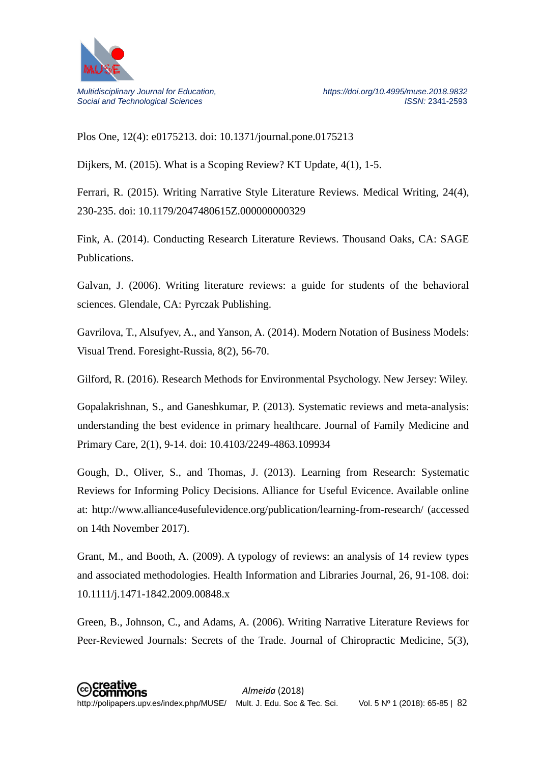Plos One, 12(4): e0175213. doi: 10.1371/journal.pone.0175213

Dijkers, M. (2015). What is a Scoping Review? KT Update, 4(1), 1-5.

Ferrari, R. (2015). Writing Narrative Style Literature Reviews. Medical Writing, 24(4), 230-235. doi: 10.1179/2047480615Z.000000000329

Fink, A. (2014). Conducting Research Literature Reviews. Thousand Oaks, CA: SAGE Publications.

Galvan, J. (2006). Writing literature reviews: a guide for students of the behavioral sciences. Glendale, CA: Pyrczak Publishing.

Gavrilova, T., Alsufyev, A., and Yanson, A. (2014). Modern Notation of Business Models: Visual Trend. Foresight-Russia, 8(2), 56-70.

Gilford, R. (2016). Research Methods for Environmental Psychology. New Jersey: Wiley.

Gopalakrishnan, S., and Ganeshkumar, P. (2013). Systematic reviews and meta-analysis: understanding the best evidence in primary healthcare. Journal of Family Medicine and Primary Care, 2(1), 9-14. doi: 10.4103/2249-4863.109934

Gough, D., Oliver, S., and Thomas, J. (2013). Learning from Research: Systematic Reviews for Informing Policy Decisions. Alliance for Useful Evicence. Available online at: http://www.alliance4usefulevidence.org/publication/learning-from-research/ (accessed on 14th November 2017).

Grant, M., and Booth, A. (2009). A typology of reviews: an analysis of 14 review types and associated methodologies. Health Information and Libraries Journal, 26, 91-108. doi: 10.1111/j.1471-1842.2009.00848.x

Green, B., Johnson, C., and Adams, A. (2006). Writing Narrative Literature Reviews for Peer-Reviewed Journals: Secrets of the Trade. Journal of Chiropractic Medicine, 5(3),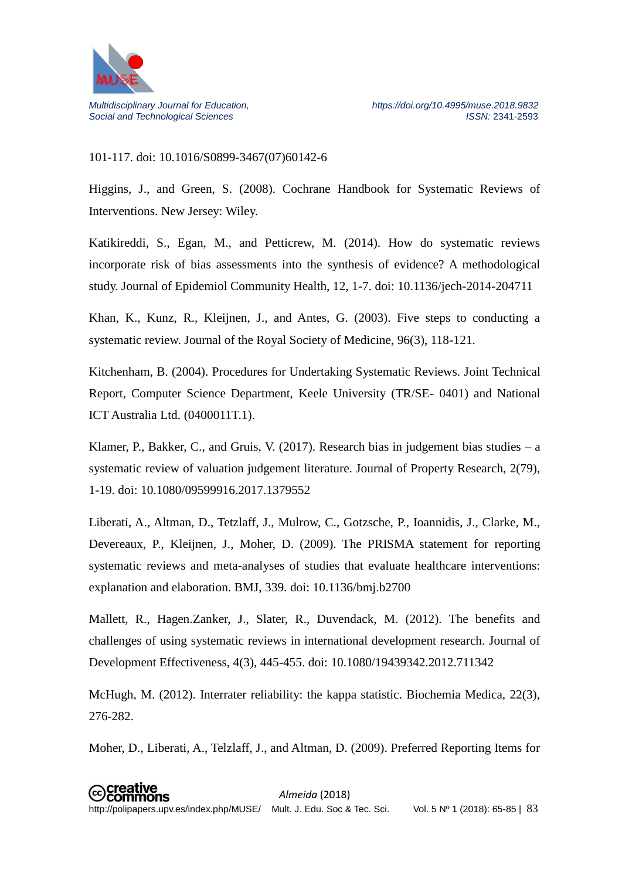101-117. doi: 10.1016/S0899-3467(07)60142-6

Higgins, J., and Green, S. (2008). Cochrane Handbook for Systematic Reviews of Interventions. New Jersey: Wiley.

Katikireddi, S., Egan, M., and Petticrew, M. (2014). How do systematic reviews incorporate risk of bias assessments into the synthesis of evidence? A methodological study. Journal of Epidemiol Community Health, 12, 1-7. doi: 10.1136/jech-2014-204711

Khan, K., Kunz, R., Kleijnen, J., and Antes, G. (2003). Five steps to conducting a systematic review. Journal of the Royal Society of Medicine, 96(3), 118-121.

Kitchenham, B. (2004). Procedures for Undertaking Systematic Reviews. Joint Technical Report, Computer Science Department, Keele University (TR/SE- 0401) and National ICT Australia Ltd. (0400011T.1).

Klamer, P., Bakker, C., and Gruis, V. (2017). Research bias in judgement bias studies – a systematic review of valuation judgement literature. Journal of Property Research, 2(79), 1-19. doi: 10.1080/09599916.2017.1379552

Liberati, A., Altman, D., Tetzlaff, J., Mulrow, C., Gotzsche, P., Ioannidis, J., Clarke, M., Devereaux, P., Kleijnen, J., Moher, D. (2009). The PRISMA statement for reporting systematic reviews and meta-analyses of studies that evaluate healthcare interventions: explanation and elaboration. BMJ, 339. doi: 10.1136/bmj.b2700

Mallett, R., Hagen.Zanker, J., Slater, R., Duvendack, M. (2012). The benefits and challenges of using systematic reviews in international development research. Journal of Development Effectiveness, 4(3), 445-455. doi: 10.1080/19439342.2012.711342

McHugh, M. (2012). Interrater reliability: the kappa statistic. Biochemia Medica, 22(3), 276-282.

Moher, D., Liberati, A., Telzlaff, J., and Altman, D. (2009). Preferred Reporting Items for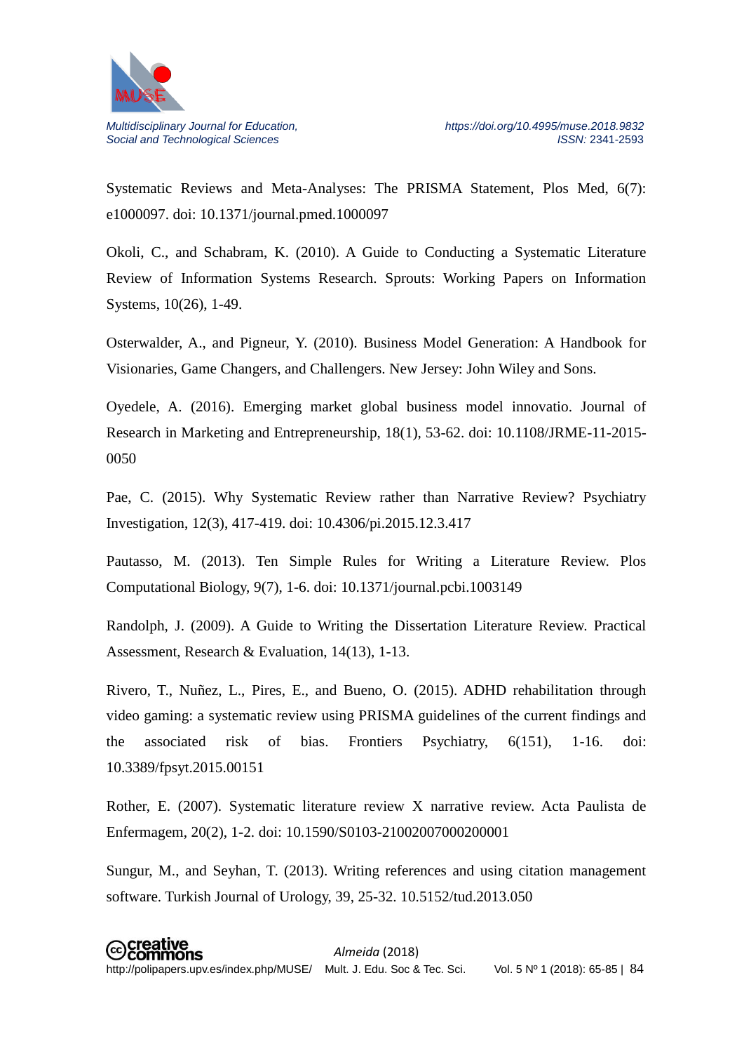Systematic Reviews and Meta-Analyses: The PRISMA Statement, Plos Med, 6(7): e1000097. doi: 10.1371/journal.pmed.1000097

Okoli, C., and Schabram, K. (2010). A Guide to Conducting a Systematic Literature Review of Information Systems Research. Sprouts: Working Papers on Information Systems, 10(26), 1-49.

Osterwalder, A., and Pigneur, Y. (2010). Business Model Generation: A Handbook for Visionaries, Game Changers, and Challengers. New Jersey: John Wiley and Sons.

Oyedele, A. (2016). Emerging market global business model innovatio. Journal of Research in Marketing and Entrepreneurship, 18(1), 53-62. doi: 10.1108/JRME-11-2015-0050

Pae, C. (2015). Why Systematic Review rather than Narrative Review? Psychiatry Investigation, 12(3), 417-419. doi: 10.4306/pi.2015.12.3.417

Pautasso, M. (2013). Ten Simple Rules for Writing a Literature Review. Plos Computational Biology, 9(7), 1-6. doi: 10.1371/journal.pcbi.1003149

Randolph, J. (2009). A Guide to Writing the Dissertation Literature Review. Practical Assessment, Research & Evaluation, 14(13), 1-13.

Rivero, T., Nuñez, L., Pires, E., and Bueno, O. (2015). ADHD rehabilitation through video gaming: a systematic review using PRISMA guidelines of the current findings and the associated risk of bias. Frontiers Psychiatry, 6(151), 1-16. doi: 10.3389/fpsyt.2015.00151

Rother, E. (2007). Systematic literature review X narrative review. Acta Paulista de Enfermagem, 20(2), 1-2. doi: 10.1590/S0103-21002007000200001

Sungur, M., and Seyhan, T. (2013). Writing references and using citation management software. Turkish Journal of Urology, 39, 25-32. 10.5152/tud.2013.050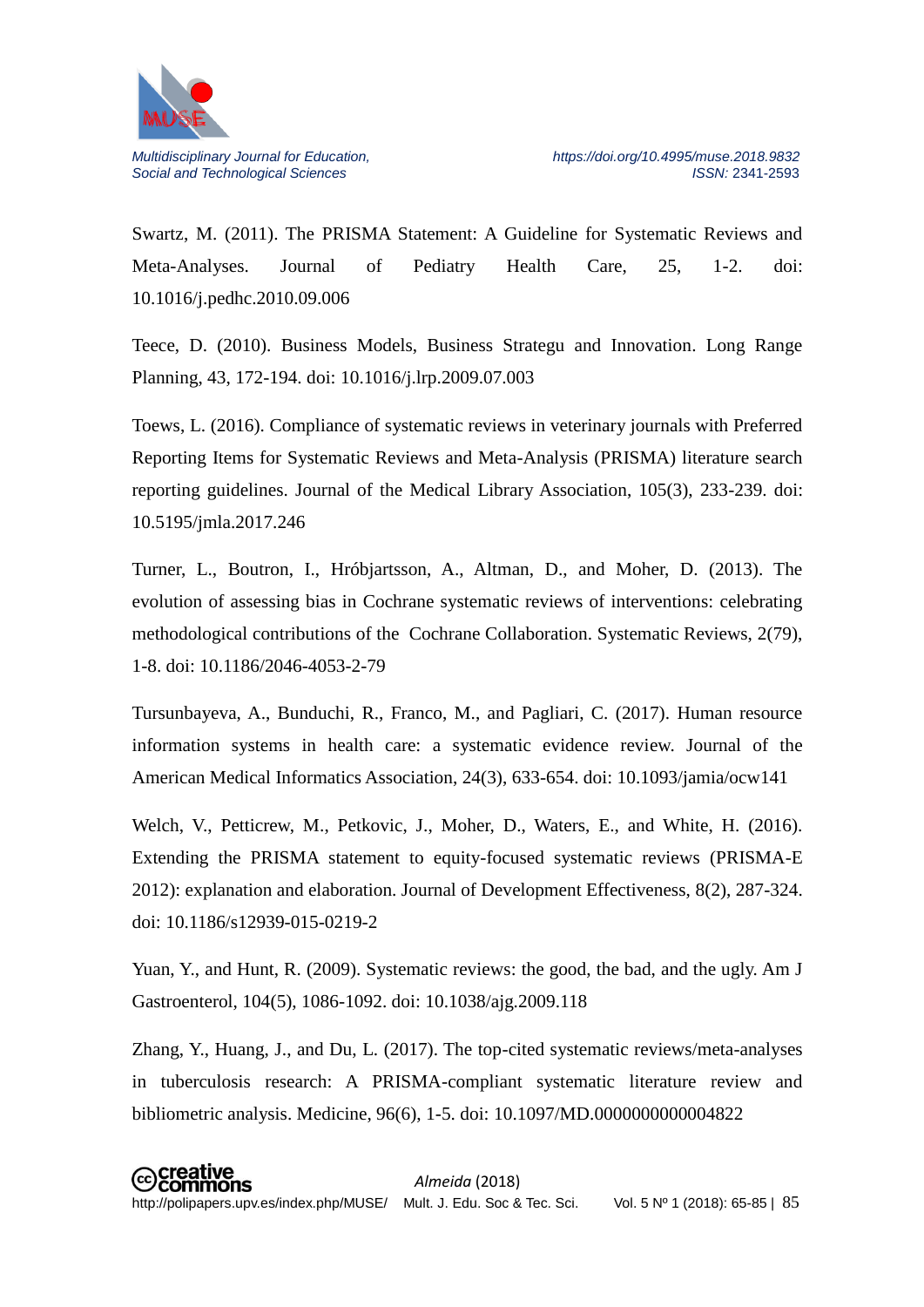Swartz, M. (2011). The PRISMA Statement: A Guideline for Systematic Reviews and Meta-Analyses. Journal of Pediatry Health Care, 25, 1-2. doi: 10.1016/j.pedhc.2010.09.006

Teece, D. (2010). Business Models, Business Strategu and Innovation. Long Range Planning, 43, 172-194. doi: 10.1016/j.lrp.2009.07.003

Toews, L. (2016). Compliance of systematic reviews in veterinary journals with Preferred Reporting Items for Systematic Reviews and Meta-Analysis (PRISMA) literature search reporting guidelines. Journal of the Medical Library Association, 105(3), 233-239. doi: 10.5195/jmla.2017.246

Turner, L., Boutron, I., Hróbjartsson, A., Altman, D., and Moher, D. (2013). The evolution of assessing bias in Cochrane systematic reviews of interventions: celebrating methodological contributions of the Cochrane Collaboration. Systematic Reviews, 2(79), 1-8. doi: 10.1186/2046-4053-2-79

Tursunbayeva, A., Bunduchi, R., Franco, M., and Pagliari, C. (2017). Human resource information systems in health care: a systematic evidence review. Journal of the American Medical Informatics Association, 24(3), 633-654. doi: 10.1093/jamia/ocw141

Welch, V., Petticrew, M., Petkovic, J., Moher, D., Waters, E., and White, H. (2016). Extending the PRISMA statement to equity-focused systematic reviews (PRISMA-E 2012): explanation and elaboration. Journal of Development Effectiveness, 8(2), 287-324. doi: 10.1186/s12939-015-0219-2

Yuan, Y., and Hunt, R. (2009). Systematic reviews: the good, the bad, and the ugly. Am J Gastroenterol, 104(5), 1086-1092. doi: 10.1038/ajg.2009.118

Zhang, Y., Huang, J., and Du, L. (2017). The top-cited systematic reviews/meta-analyses in tuberculosis research: A PRISMA-compliant systematic literature review and bibliometric analysis. Medicine, 96(6), 1-5. doi: 10.1097/MD.0000000000004822